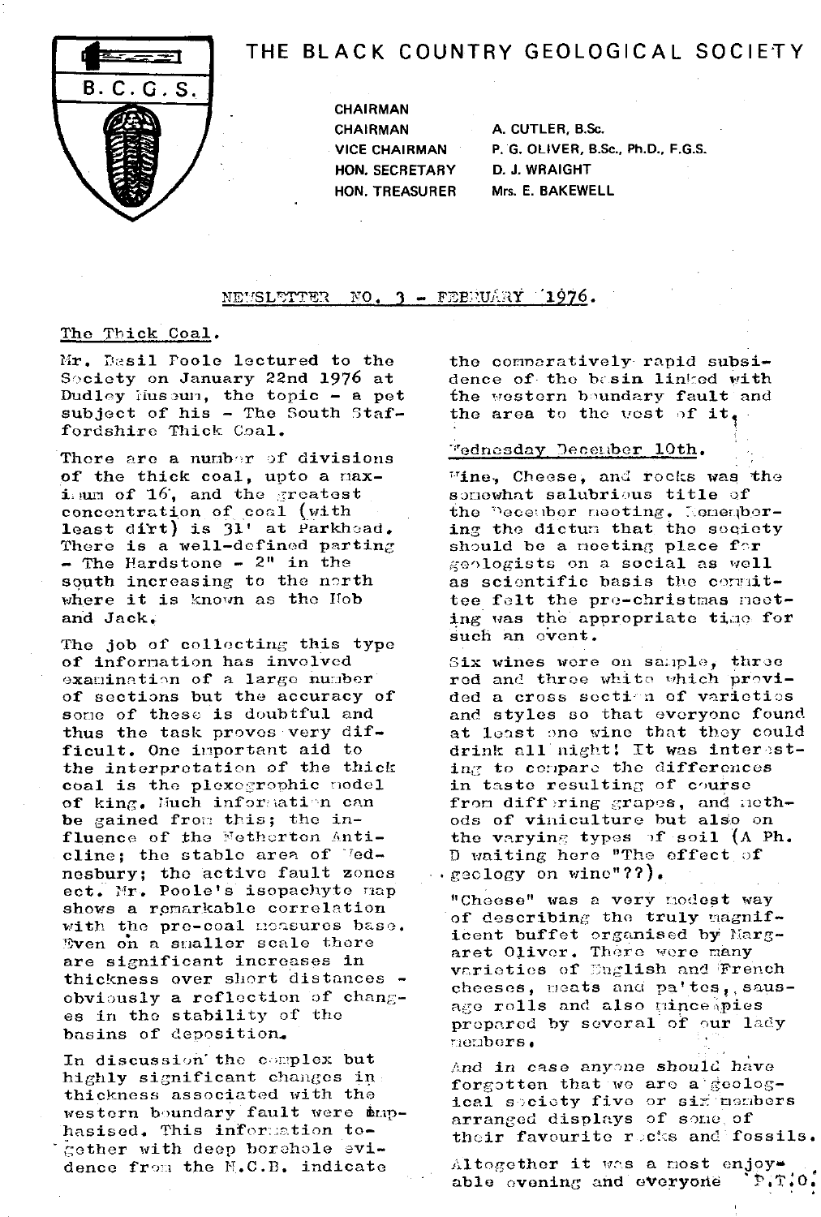# THE BLACK COUNTRY GEOLOGICAL SOCIETY

B.C.G.S.

| | |
|---|---|
| CHAIRMAN | |
| CHAIRMAN | A. CUTLER, B.Sc. |
| VICE CHAIRMAN | P. G. OLIVER, B.Sc., Ph.D., F.G.S. |
| HON. SECRETARY | D. J. WRAIGHT |
| HON. TREASURER | Mrs. E. BAKEWELL |

## NEWSLETTER NO. 3 - FEBRUARY 1976.

### The Thick Coal.

Mr. Basil Poole lectured to the Society on January 22nd 1976 at Dudley Museum, the topic - a pet subject of his - The South Staffordshire Thick Coal.

There are a number of divisions of the thick coal, upto a maximum of 16, and the greatest concentration of coal (with least dirt) is 31' at Parkhead. There is a well-defined parting - The Hardstone - 2" in the south increasing to the north where it is known as the Hob and Jack.

The job of collecting this type of information has involved examination of a large number of sections but the accuracy of some of these is doubtful and thus the task proves very difficult. One important aid to the interpretation of the thick coal is the plexogrophic model of King. Much information can be gained from this; the influence of the Netherton Anticline; the stable area of Wednesbury; the active fault zones ect. Mr. Poole's isopachyte map shows a remarkable correlation with the pre-coal measures base. Even on a smaller scale there are significant increases in thickness over short distances - obviously a reflection of changes in the stability of the basins of deposition.

In discussion the complex but highly significant changes in thickness associated with the western boundary fault were emphasised. This information together with deep borehole evidence from the N.C.B. indicate the comparatively rapid subsidence of the basin linked with the western boundary fault and the area to the west of it.

### Wednesday December 10th.

Wine, Cheese, and rocks was the somewhat salubrious title of the December meeting. Remembering the dictum that the society should be a meeting place for geologists on a social as well as scientific basis the committee felt the pre-christmas meeting was the appropriate time for such an event.

Six wines were on sample, three red and three white which provided a cross section of varieties and styles so that everyone found at least one wine that they could drink all night! It was interesting to compare the differences in taste resulting of course from differing grapes, and methods of viniculture but also on the varying types of soil (A Ph. D waiting here "The effect of geology on wine"??).

"Cheese" was a very modest way of describing the truly magnificent buffet organised by Margaret Oliver. There were many varieties of English and French cheeses, meats and pa'tes, sausage rolls and also mince pies prepared by several of our lady members.

And in case anyone should have forgotten that we are a geological society five or six members arranged displays of some of their favourite rocks and fossils.

Altogether it was a most enjoyable evening and everyone P.T.O.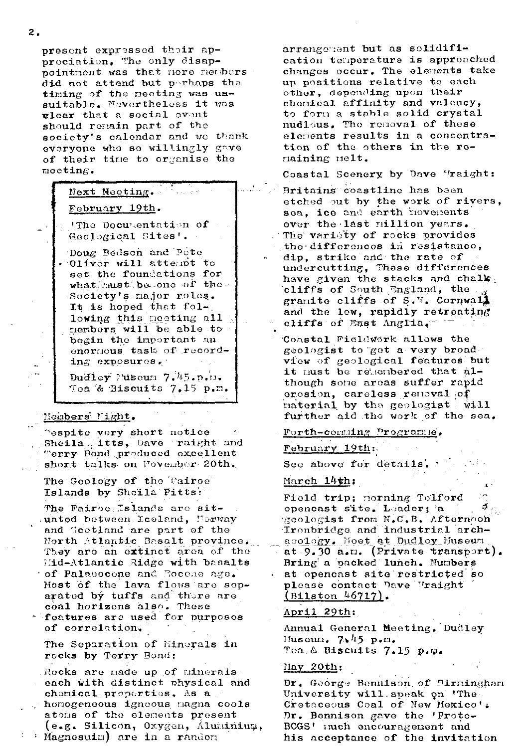present expressed their appreciation. The only disappointment was that more members did not attend but perhaps the timing of the meeting was unsuitable. Nevertheless it was clear that a social event should remain part of the society's calendar and we thank everyone who so willingly gave of their time to organise the meeting.

> **Next Meeting.**
>
> **February 19th.**
>
> 'The Documentation of Geological Sites'.
>
> Doug Bedson and Pete Oliver will attempt to set the foundations for what must be one of the Society's major roles. It is hoped that following this meeting all members will be able to begin the important an enormous task of recording exposures.
>
> Dudley Museum 7.45 p.m.
> Tea & Biscuits 7.15 p.m.

## Members' Night.

Despite very short notice Sheila Pitts, Dave Wraight and Terry Bond produced excellent short talks on November 20th.

The Geology of the Fairoe Islands by Sheila Pitts:

The Fairoe Islands are situated between Iceland, Norway and Scotland are part of the North Atlantic Basalt province. They are an extinct area of the Mid-Atlantic Ridge with basalts of Palaeocene and Eocene age. Most of the lava flows are separated by tuffs and there are coal horizons also. These features are used for purposes of correlation.

The Separation of Minerals in rocks by Terry Bond:

Rocks are made up of minerals each with distinct physical and chemical properties. As a homogeneous igneous magna cools atoms of the elements present (e.g. Silicon, Oxygen, Aluminium, Magnesuim) are in a random arrangement but as solidification temperature is approached changes occur. The elements take up positions relative to each other, depending upon their chemical affinity and valency, to form a stable solid crystal nucleus. The removal of these elements results in a concentration of the others in the remaining melt.

Coastal Scenery by Dave Wraight:

Britains coastline has been etched out by the work of rivers, sea, ice and earth movements over the last million years. The variety of rocks provides the differences in resistance, dip, strike and the rate of undercutting. These differences have given the stacks and chalk cliffs of South England, the granite cliffs of S.W. Cornwall and the low, rapidly retreating cliffs of East Anglia.

Coastal Fieldwork allows the geologist to get a very broad view of geological features but it must be remembered that although some areas suffer rapid erosion, careless removal of material by the geologist will further aid the work of the sea.

## Forth-comming Programme.

**February 19th:**

See above for details.

**March 14th:**

Field trip; morning Telford opencast site. Leader; a geologist from N.C.B. Afternoon Ironbridge and industrial archaeology. Meet at Dudley Museum at 9.30 a.m. (Private transport). Bring a packed lunch. Numbers at opencast site restricted so please contact Dave Wraight (Bilston 46717).

**April 29th:**

Annual General Meeting. Dudley Museum. 7.45 p.m.
Tea & Biscuits 7.15 p.m.

**May 20th:**

Dr. George Bennison of Birmingham University will speak on 'The Cretaceous Coal of New Mexico'. Dr. Bennison gave the 'Proto-BCGS' much encouragement and his acceptance of the invitation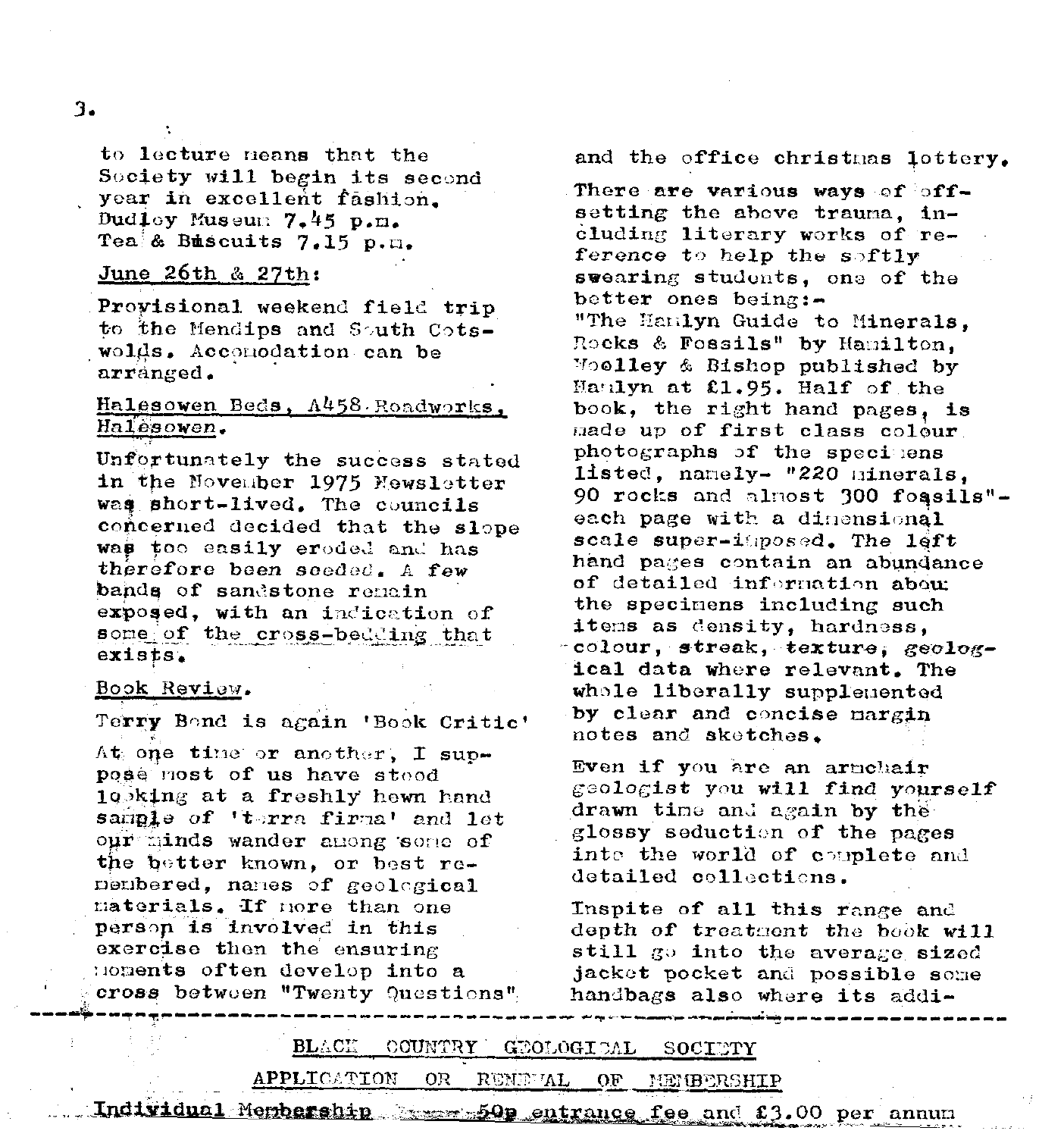to lecture means that the Society will begin its second year in excellent fashion.
Dudley Museum 7.45 p.m.
Tea & Biscuits 7.15 p.m.

June 26th & 27th:

Provisional weekend field trip to the Mendips and South Cotswolds. Accomodation can be arranged.

Halesowen Beds, A458 Roadworks, Halesowen.

Unfortunately the success stated in the November 1975 Newsletter was short-lived. The councils concerned decided that the slope was too easily eroded and has therefore been seeded. A few bands of sandstone remain exposed, with an indication of some of the cross-bedding that exists.

Book Review.

Terry Bond is again 'Book Critic'

At one time or another, I suppose most of us have stood looking at a freshly hewn hand sample of 'terra firma' and let our minds wander among some of the better known, or best remembered, names of geological materials. If more than one person is involved in this exercise then the ensuring moments often develop into a cross between "Twenty Questions" and the office christmas lottery.

There are various ways of offsetting the above trauma, including literary works of reference to help the softly swearing students, one of the better ones being:-
"The Hamlyn Guide to Minerals, Rocks & Fossils" by Hamilton, Woolley & Bishop published by Hamlyn at £1.95. Half of the book, the right hand pages, is made up of first class colour photographs of the specimens listed, namely- "220 minerals, 90 rocks and almost 300 fossils"- each page with a dimensional scale super-imposed. The left hand pages contain an abundance of detailed information about the specimens including such items as density, hardness, colour, streak, texture, geological data where relevant. The whole liberally supplemented by clear and concise margin notes and sketches.

Even if you are an armchair geologist you will find yourself drawn time and again by the glossy seduction of the pages into the world of complete and detailed collections.

Inspite of all this range and depth of treatment the book will still go into the average sized jacket pocket and possible some handbags also where its addi-

---

BLACK COUNTRY GEOLOGICAL SOCIETY

APPLICATION OR RENEWAL OF MEMBERSHIP

Individual Membership 50p entrance fee and £3.00 per annum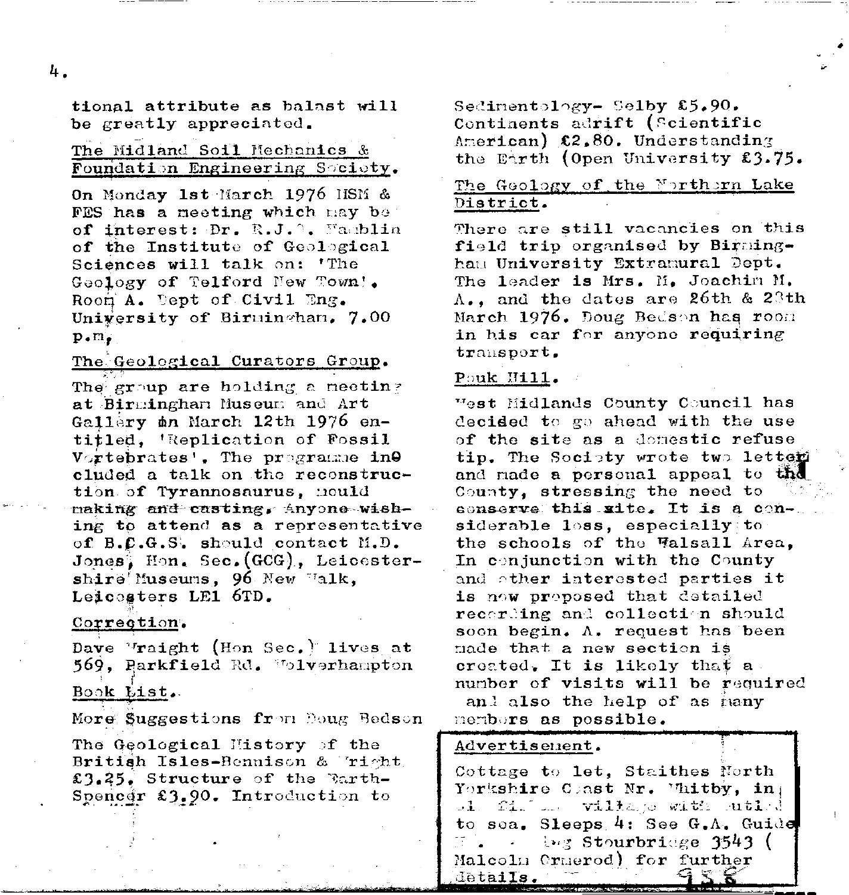tional attribute as balast will be greatly appreciated.

## The Midland Soil Mechanics & Foundation Engineering Society.

On Monday 1st March 1976 MSM & FES has a meeting which may be of interest: Dr. R.J.?. Hamblin of the Institute of Geological Sciences will talk on: 'The Geology of Telford New Town'. Room A. Dept of Civil Eng. University of Birmingham. 7.00 p.m.

## The Geological Curators Group.

The group are holding a meeting at Birmingham Museum and Art Gallery on March 12th 1976 entitled, 'Replication of Fossil Vertebrates'. The programme included a talk on the reconstruction of Tyrannosaurus, mould making and casting. Anyone wishing to attend as a representative of B.C.G.S. should contact M.D. Jones, Hon. Sec.(GCG), Leicestershire Museums, 96 New Walk, Leicesters LE1 6TD.

## Correction.

Dave Wraight (Hon Sec.) lives at 569, Parkfield Rd. Wolverhampton

## Book List.

More Suggestions from Doug Bedson

The Geological History of the British Isles-Bennison & Wright £3.25. Structure of the Earth-Spencer £3.90. Introduction to Sedimentology- Selby £5.90. Continents adrift (Scientific American) £2.80. Understanding the Earth (Open University £3.75.

## The Geology of the Northern Lake District.

There are still vacancies on this field trip organised by Birmingham University Extramural Dept. The leader is Mrs. M. Joachim M. A., and the dates are 26th & 28th March 1976. Doug Bedson has room in his car for anyone requiring transport.

## Pouk Hill.

West Midlands County Council has decided to go ahead with the use of the site as a domestic refuse tip. The Society wrote two letters and made a personal appeal to the County, stressing the need to conserve this site. It is a considerable loss, especially to the schools of the Walsall Area, In conjunction with the County and other interested parties it is now proposed that detailed recording and collection should soon begin. A. request has been made that a new section is created. It is likely that a number of visits will be required and also the help of as many members as possible.

## Advertisement.

Cottage to let, Staithes North Yorkshire Coast Nr. Whitby, in old fishing village with outlook to sea. Sleeps 4: See G.A. Guide ... Stourbridge 3543 (Malcolm Ormerod) for further details.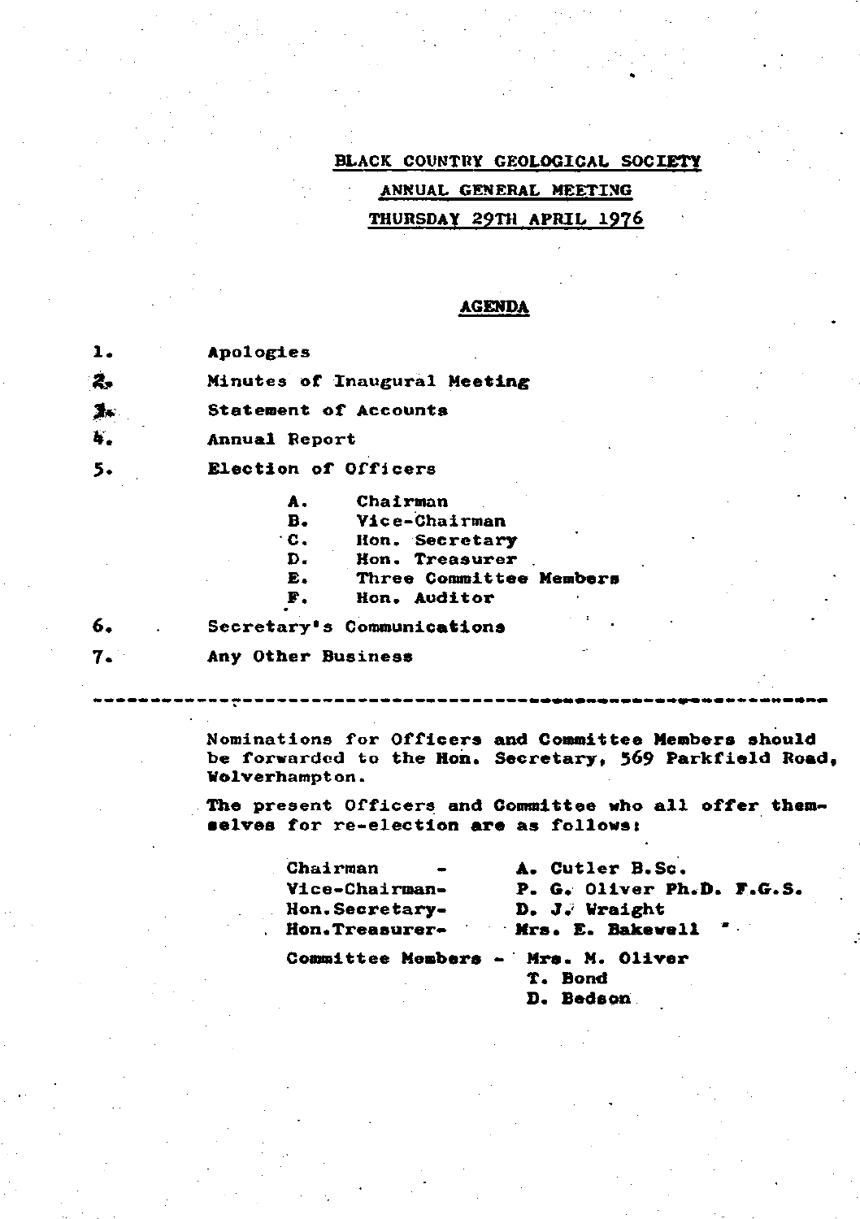BLACK COUNTRY GEOLOGICAL SOCIETY

ANNUAL GENERAL MEETING

THURSDAY 29TH APRIL 1976

## AGENDA

1. Apologies
2. Minutes of Inaugural Meeting
3. Statement of Accounts
4. Annual Report
5. Election of Officers
   - A. Chairman
   - B. Vice-Chairman
   - C. Hon. Secretary
   - D. Hon. Treasurer
   - E. Three Committee Members
   - F. Hon. Auditor
6. Secretary's Communications
7. Any Other Business

---

Nominations for Officers and Committee Members should be forwarded to the Hon. Secretary, 569 Parkfield Road, Wolverhampton.

The present Officers and Committee who all offer themselves for re-election are as follows:

| | |
|---|---|
| Chairman - | A. Cutler B.Sc. |
| Vice-Chairman- | P. G. Oliver Ph.D. F.G.S. |
| Hon.Secretary- | D. J. Wraight |
| Hon.Treasurer- | Mrs. E. Bakewell |
| Committee Members - | Mrs. M. Oliver |
| | T. Bond |
| | D. Bedson |